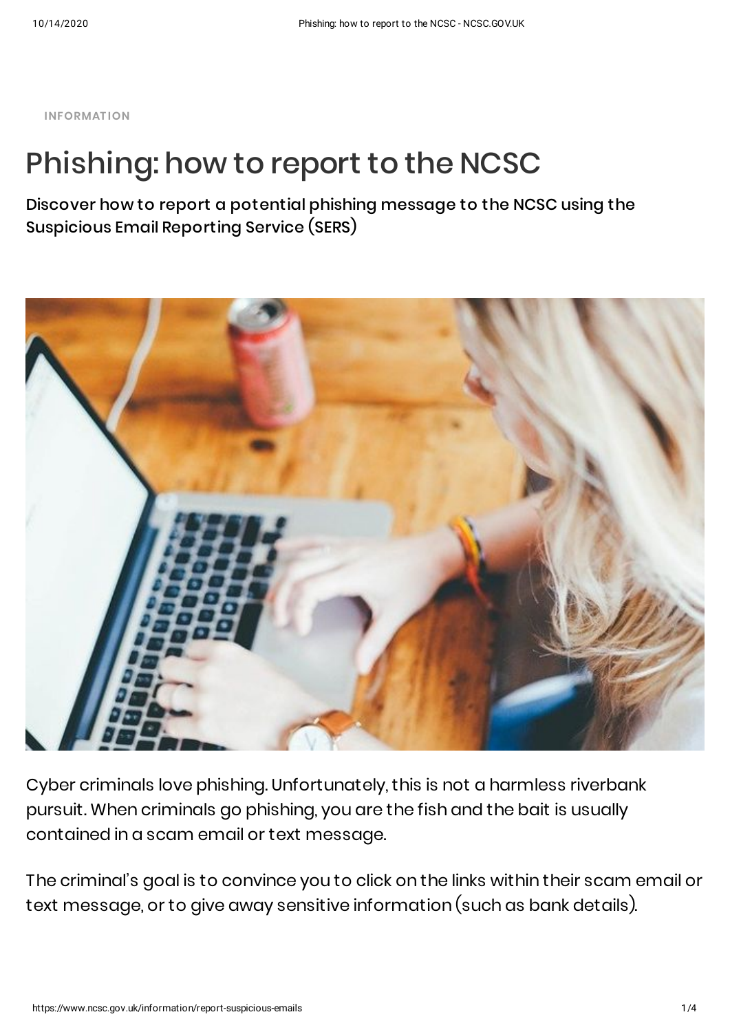INFORMATION

# Phishing: how to report to the NCSC

**Discover how to report a potential phishing message to the NCSC using the Suspicious Email Reporting Service (SERS)**

Cyber criminals love phishing. Unfortunately, this is not a harmless riverbank pursuit. When criminals go phishing, you are the fish and the bait is usually contained in a scam email or text message.

The criminal's goal is to convince you to click on the links within their scam email or text message, or to give away sensitive information (such as bank details).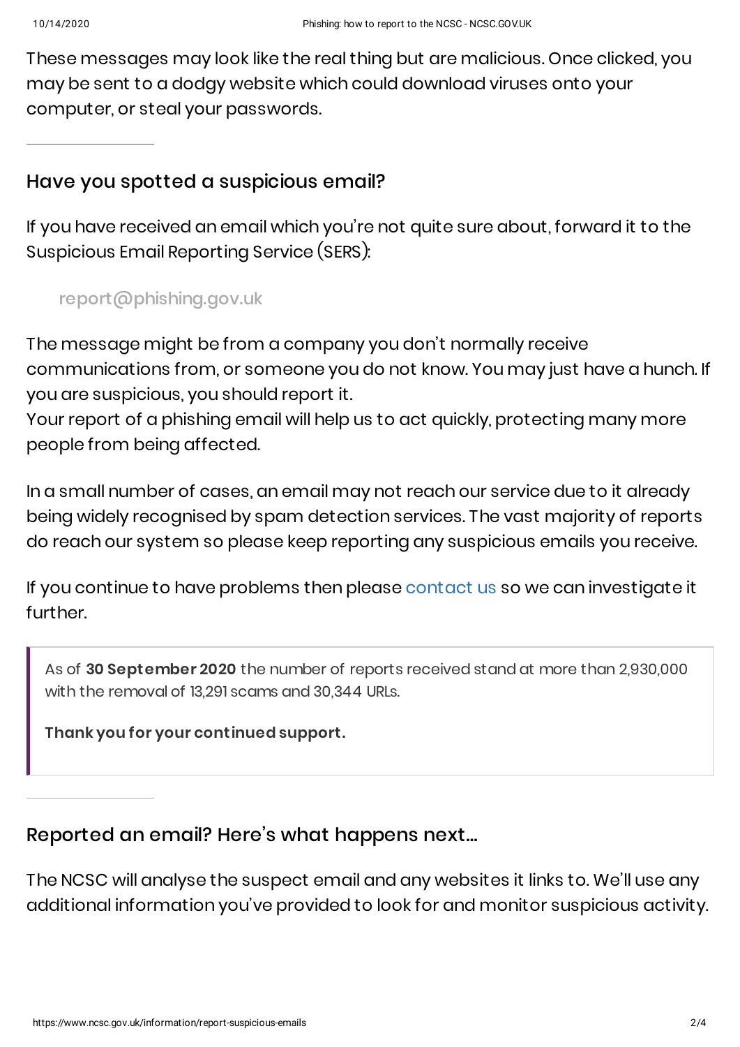These messages may look like the real thing but are malicious. Once clicked, you may be sent to a dodgy website which could download viruses onto your computer, or steal your passwords.

---

## Have you spotted a suspicious email?

If you have received an email which you're not quite sure about, forward it to the Suspicious Email Reporting Service (SERS):

> report@phishing.gov.uk

The message might be from a company you don't normally receive communications from, or someone you do not know. You may just have a hunch. If you are suspicious, you should report it.
Your report of a phishing email will help us to act quickly, protecting many more people from being affected.

In a small number of cases, an email may not reach our service due to it already being widely recognised by spam detection services. The vast majority of reports do reach our system so please keep reporting any suspicious emails you receive.

If you continue to have problems then please contact us so we can investigate it further.

> As of **30 September 2020** the number of reports received stand at more than 2,930,000 with the removal of 13,291 scams and 30,344 URLs.
>
> **Thank you for your continued support.**

---

## Reported an email? Here's what happens next...

The NCSC will analyse the suspect email and any websites it links to. We'll use any additional information you've provided to look for and monitor suspicious activity.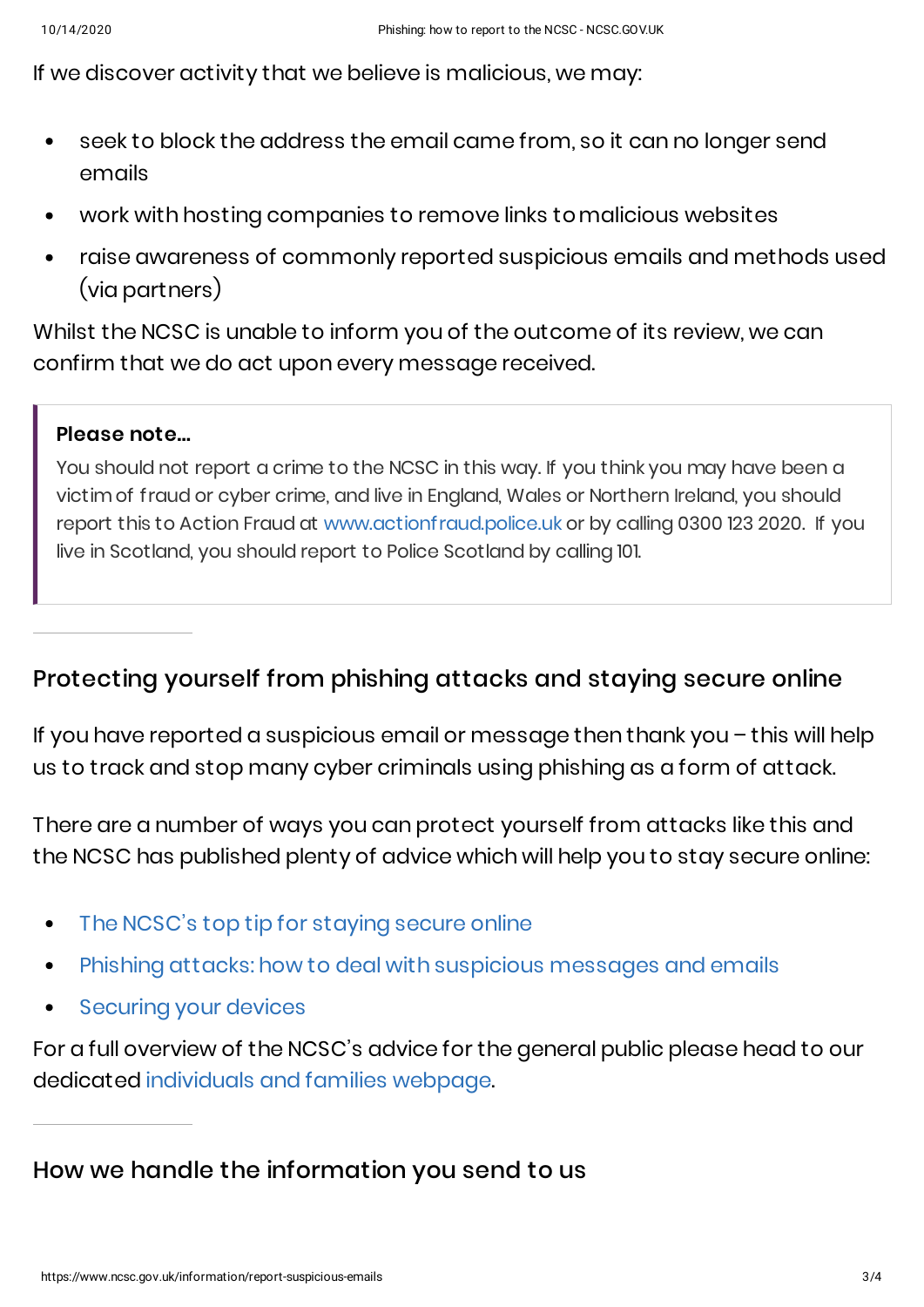If we discover activity that we believe is malicious, we may:

- seek to block the address the email came from, so it can no longer send emails
- work with hosting companies to remove links to malicious websites
- raise awareness of commonly reported suspicious emails and methods used (via partners)

Whilst the NCSC is unable to inform you of the outcome of its review, we can confirm that we do act upon every message received.

> **Please note...**
>
> You should not report a crime to the NCSC in this way. If you think you may have been a victim of fraud or cyber crime, and live in England, Wales or Northern Ireland, you should report this to Action Fraud at www.actionfraud.police.uk or by calling 0300 123 2020. If you live in Scotland, you should report to Police Scotland by calling 101.

## Protecting yourself from phishing attacks and staying secure online

If you have reported a suspicious email or message then thank you – this will help us to track and stop many cyber criminals using phishing as a form of attack.

There are a number of ways you can protect yourself from attacks like this and the NCSC has published plenty of advice which will help you to stay secure online:

- The NCSC's top tip for staying secure online
- Phishing attacks: how to deal with suspicious messages and emails
- Securing your devices

For a full overview of the NCSC's advice for the general public please head to our dedicated individuals and families webpage.

## How we handle the information you send to us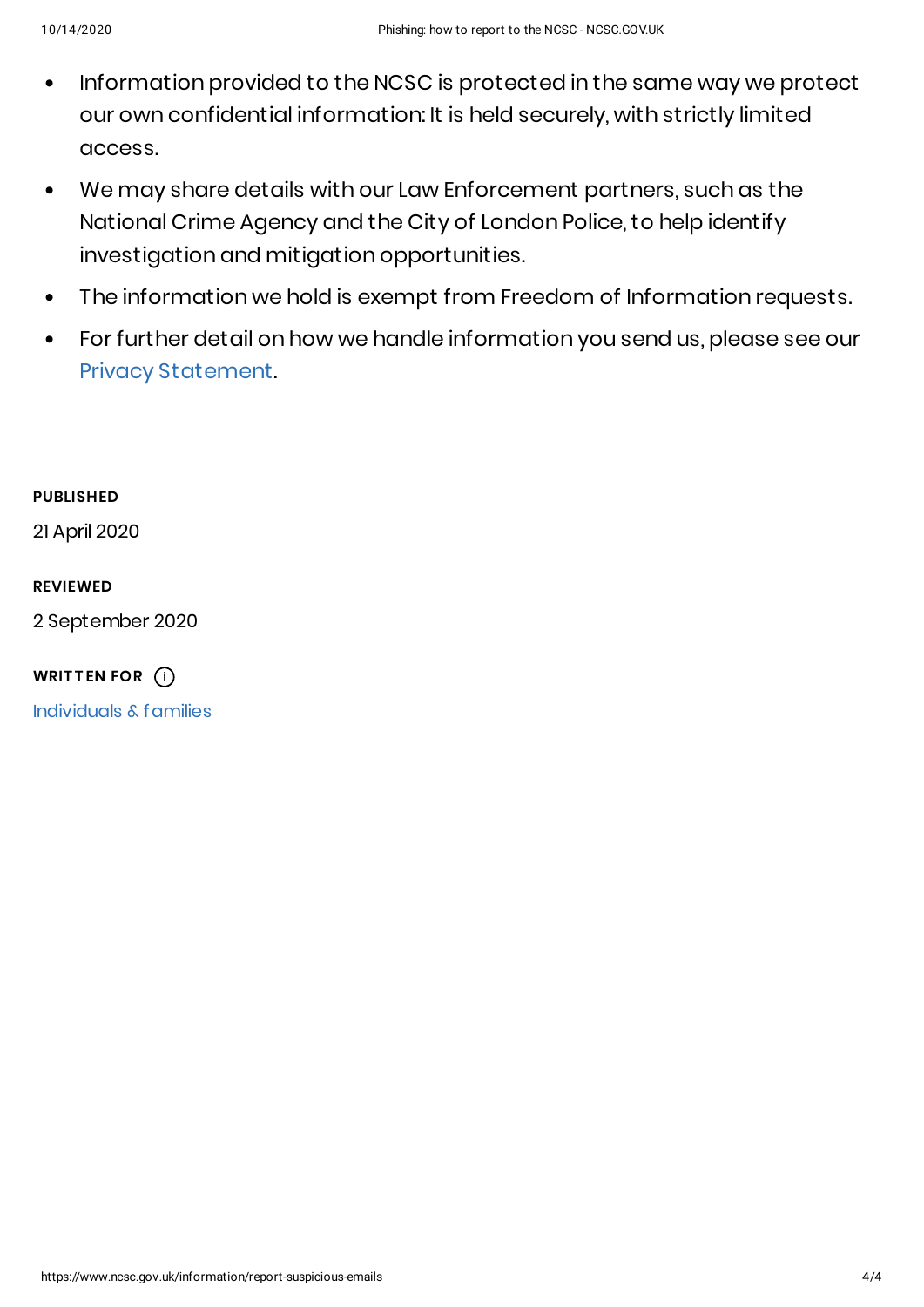- Information provided to the NCSC is protected in the same way we protect our own confidential information: It is held securely, with strictly limited access.
- We may share details with our Law Enforcement partners, such as the National Crime Agency and the City of London Police, to help identify investigation and mitigation opportunities.
- The information we hold is exempt from Freedom of Information requests.
- For further detail on how we handle information you send us, please see our Privacy Statement.

**PUBLISHED**

21 April 2020

**REVIEWED**

2 September 2020

**WRITTEN FOR**

Individuals & families